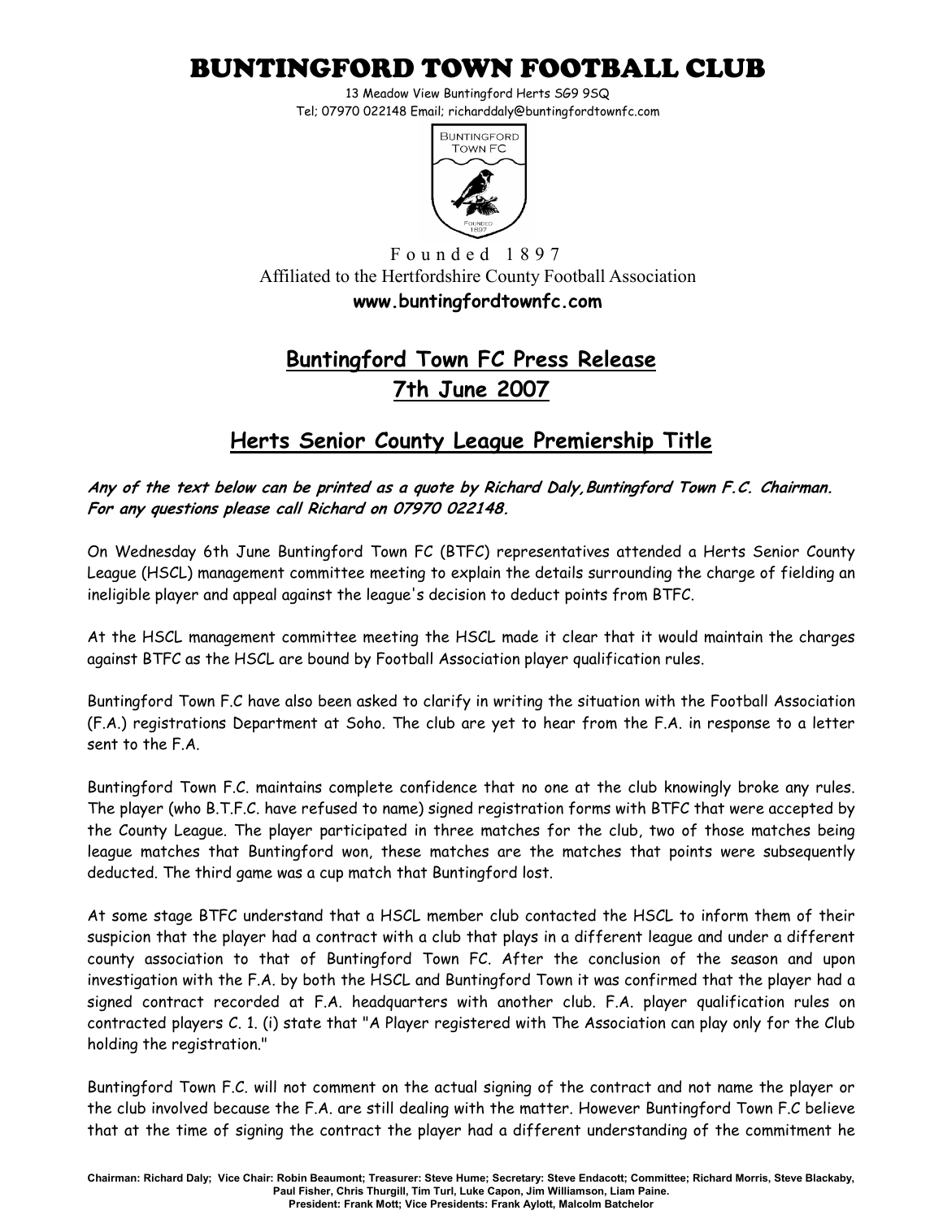# BUNTINGFORD TOWN FOOTBALL CLUB

13 Meadow View Buntingford Herts SG9 9SQ
Tel; 07970 022148 Email; richarddaly@buntingfordtownfc.com

Founded 1897
Affiliated to the Hertfordshire County Football Association
**www.buntingfordtownfc.com**

## Buntingford Town FC Press Release 7th June 2007

## Herts Senior County League Premiership Title

***Any of the text below can be printed as a quote by Richard Daly,Buntingford Town F.C. Chairman. For any questions please call Richard on 07970 022148.***

On Wednesday 6th June Buntingford Town FC (BTFC) representatives attended a Herts Senior County League (HSCL) management committee meeting to explain the details surrounding the charge of fielding an ineligible player and appeal against the league's decision to deduct points from BTFC.

At the HSCL management committee meeting the HSCL made it clear that it would maintain the charges against BTFC as the HSCL are bound by Football Association player qualification rules.

Buntingford Town F.C have also been asked to clarify in writing the situation with the Football Association (F.A.) registrations Department at Soho. The club are yet to hear from the F.A. in response to a letter sent to the F.A.

Buntingford Town F.C. maintains complete confidence that no one at the club knowingly broke any rules. The player (who B.T.F.C. have refused to name) signed registration forms with BTFC that were accepted by the County League. The player participated in three matches for the club, two of those matches being league matches that Buntingford won, these matches are the matches that points were subsequently deducted. The third game was a cup match that Buntingford lost.

At some stage BTFC understand that a HSCL member club contacted the HSCL to inform them of their suspicion that the player had a contract with a club that plays in a different league and under a different county association to that of Buntingford Town FC. After the conclusion of the season and upon investigation with the F.A. by both the HSCL and Buntingford Town it was confirmed that the player had a signed contract recorded at F.A. headquarters with another club. F.A. player qualification rules on contracted players C. 1. (i) state that "A Player registered with The Association can play only for the Club holding the registration."

Buntingford Town F.C. will not comment on the actual signing of the contract and not name the player or the club involved because the F.A. are still dealing with the matter. However Buntingford Town F.C believe that at the time of signing the contract the player had a different understanding of the commitment he

**Chairman: Richard Daly; Vice Chair: Robin Beaumont; Treasurer: Steve Hume; Secretary: Steve Endacott; Committee; Richard Morris, Steve Blackaby, Paul Fisher, Chris Thurgill, Tim Turl, Luke Capon, Jim Williamson, Liam Paine. President: Frank Mott; Vice Presidents: Frank Aylott, Malcolm Batchelor**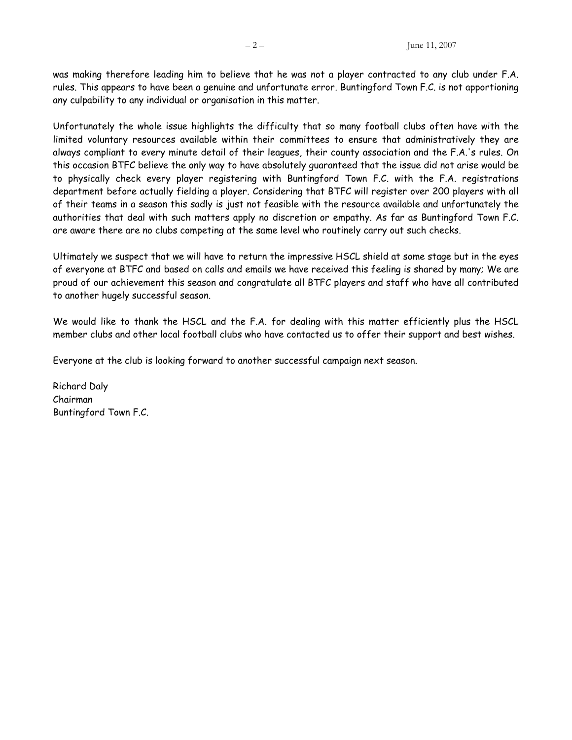was making therefore leading him to believe that he was not a player contracted to any club under F.A. rules. This appears to have been a genuine and unfortunate error. Buntingford Town F.C. is not apportioning any culpability to any individual or organisation in this matter.

Unfortunately the whole issue highlights the difficulty that so many football clubs often have with the limited voluntary resources available within their committees to ensure that administratively they are always compliant to every minute detail of their leagues, their county association and the F.A.'s rules. On this occasion BTFC believe the only way to have absolutely guaranteed that the issue did not arise would be to physically check every player registering with Buntingford Town F.C. with the F.A. registrations department before actually fielding a player. Considering that BTFC will register over 200 players with all of their teams in a season this sadly is just not feasible with the resource available and unfortunately the authorities that deal with such matters apply no discretion or empathy. As far as Buntingford Town F.C. are aware there are no clubs competing at the same level who routinely carry out such checks.

Ultimately we suspect that we will have to return the impressive HSCL shield at some stage but in the eyes of everyone at BTFC and based on calls and emails we have received this feeling is shared by many; We are proud of our achievement this season and congratulate all BTFC players and staff who have all contributed to another hugely successful season.

We would like to thank the HSCL and the F.A. for dealing with this matter efficiently plus the HSCL member clubs and other local football clubs who have contacted us to offer their support and best wishes.

Everyone at the club is looking forward to another successful campaign next season.

Richard Daly
Chairman
Buntingford Town F.C.